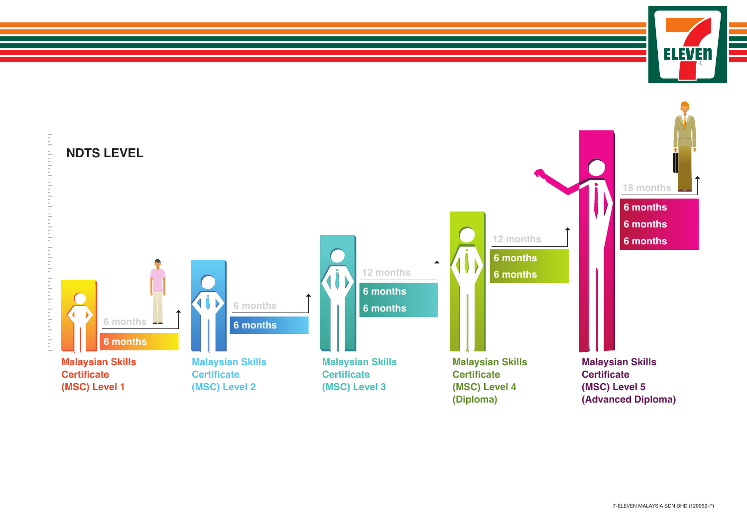## NDTS LEVEL

**Malaysian Skills Certificate (MSC) Level 1**
- 6 months
- 6 months

**Malaysian Skills Certificate (MSC) Level 2**
- 6 months
- 6 months

**Malaysian Skills Certificate (MSC) Level 3**
- 6 months
- 6 months
- 12 months

**Malaysian Skills Certificate (MSC) Level 4 (Diploma)**
- 6 months
- 6 months
- 12 months

**Malaysian Skills Certificate (MSC) Level 5 (Advanced Diploma)**
- 6 months
- 6 months
- 6 months
- 18 months

7-ELEVEN MALAYSIA SDN BHD (120962-P)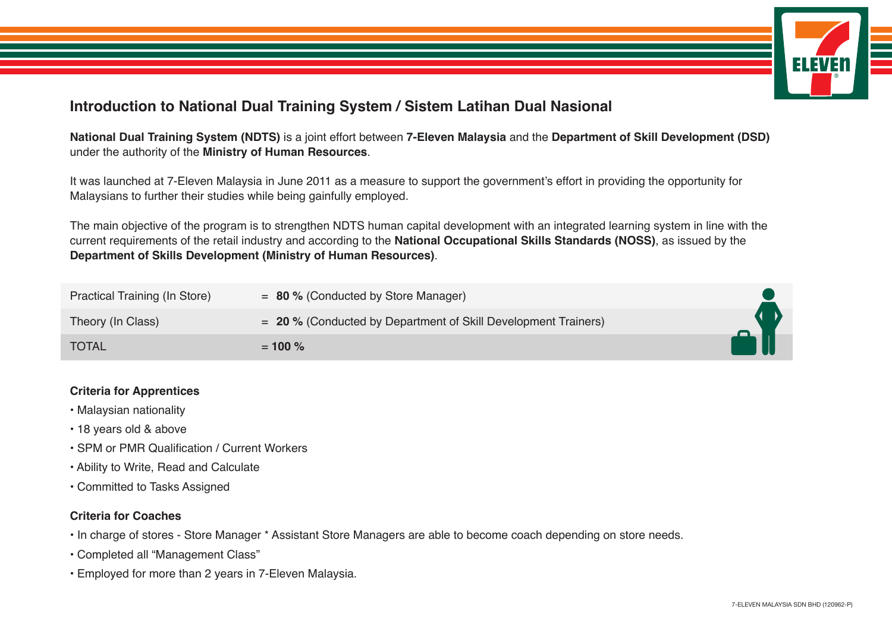## Introduction to National Dual Training System / Sistem Latihan Dual Nasional

**National Dual Training System (NDTS)** is a joint effort between **7-Eleven Malaysia** and the **Department of Skill Development (DSD)** under the authority of the **Ministry of Human Resources**.

It was launched at 7-Eleven Malaysia in June 2011 as a measure to support the government's effort in providing the opportunity for Malaysians to further their studies while being gainfully employed.

The main objective of the program is to strengthen NDTS human capital development with an integrated learning system in line with the current requirements of the retail industry and according to the **National Occupational Skills Standards (NOSS)**, as issued by the **Department of Skills Development (Ministry of Human Resources)**.

| | |
|---|---|
| Practical Training (In Store) | = **80 %** (Conducted by Store Manager) |
| Theory (In Class) | = **20 %** (Conducted by Department of Skill Development Trainers) |
| TOTAL | = **100 %** |

**Criteria for Apprentices**

- Malaysian nationality
- 18 years old & above
- SPM or PMR Qualification / Current Workers
- Ability to Write, Read and Calculate
- Committed to Tasks Assigned

**Criteria for Coaches**

- In charge of stores - Store Manager * Assistant Store Managers are able to become coach depending on store needs.
- Completed all "Management Class"
- Employed for more than 2 years in 7-Eleven Malaysia.

7-ELEVEN MALAYSIA SDN BHD (120962-P)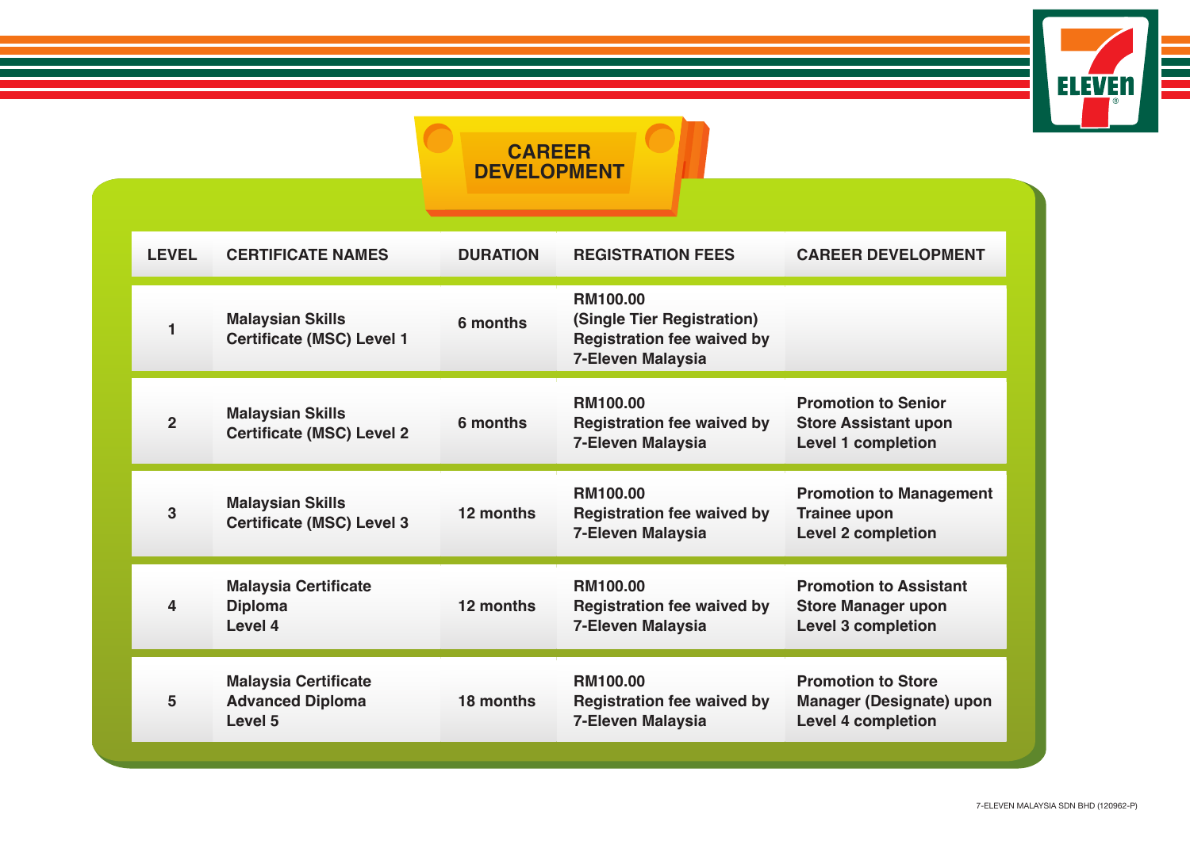# CAREER DEVELOPMENT

| LEVEL | CERTIFICATE NAMES | DURATION | REGISTRATION FEES | CAREER DEVELOPMENT |
|---|---|---|---|---|
| 1 | Malaysian Skills Certificate (MSC) Level 1 | 6 months | RM100.00 (Single Tier Registration) Registration fee waived by 7-Eleven Malaysia | |
| 2 | Malaysian Skills Certificate (MSC) Level 2 | 6 months | RM100.00 Registration fee waived by 7-Eleven Malaysia | Promotion to Senior Store Assistant upon Level 1 completion |
| 3 | Malaysian Skills Certificate (MSC) Level 3 | 12 months | RM100.00 Registration fee waived by 7-Eleven Malaysia | Promotion to Management Trainee upon Level 2 completion |
| 4 | Malaysia Certificate Diploma Level 4 | 12 months | RM100.00 Registration fee waived by 7-Eleven Malaysia | Promotion to Assistant Store Manager upon Level 3 completion |
| 5 | Malaysia Certificate Advanced Diploma Level 5 | 18 months | RM100.00 Registration fee waived by 7-Eleven Malaysia | Promotion to Store Manager (Designate) upon Level 4 completion |

7-ELEVEN MALAYSIA SDN BHD (120962-P)